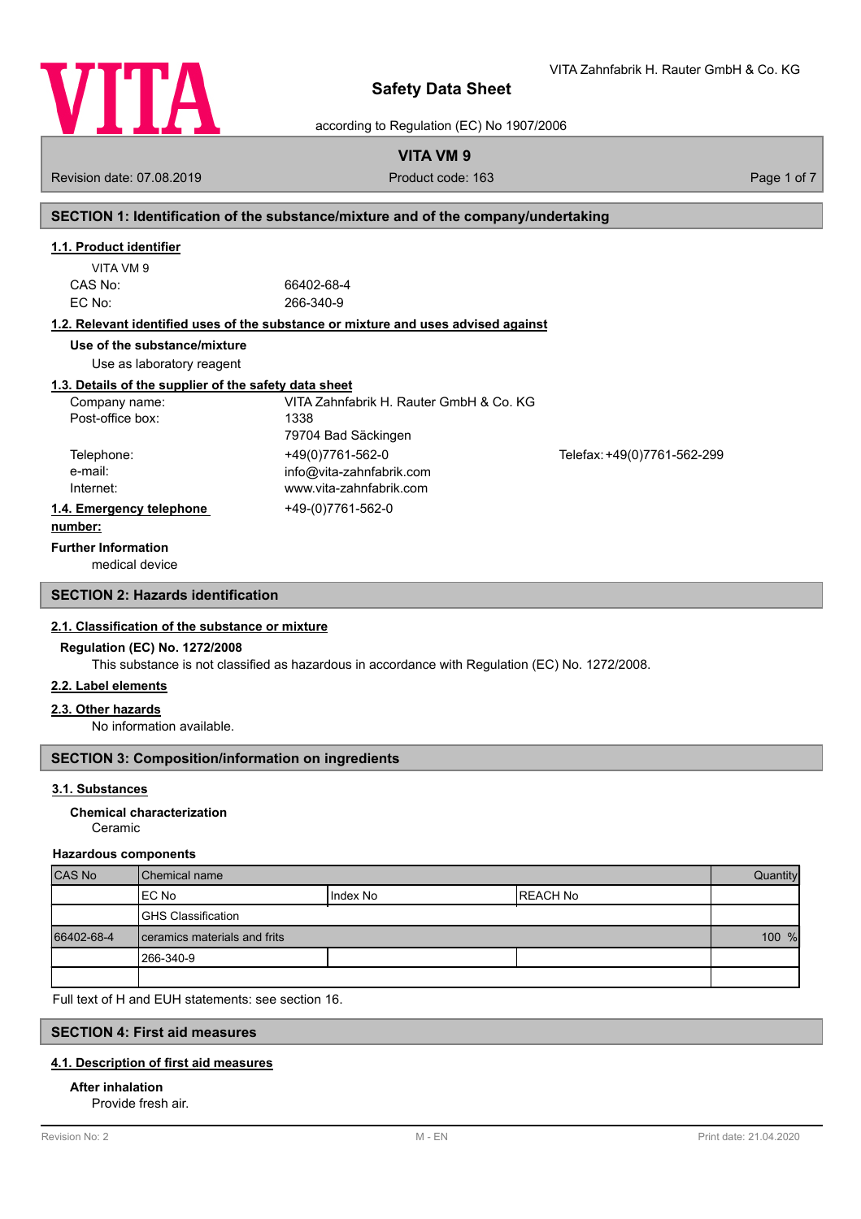# Safety Data Sheet

according to Regulation (EC) No 1907/2006

**VITA VM 9**

Revision date: 07.08.2019 | Product code: 163

## SECTION 1: Identification of the substance/mixture and of the company/undertaking

### 1.1. Product identifier

VITA VM 9

CAS No: 66402-68-4

EC No: 266-340-9

### 1.2. Relevant identified uses of the substance or mixture and uses advised against

**Use of the substance/mixture**

Use as laboratory reagent

### 1.3. Details of the supplier of the safety data sheet

| | |
|---|---|
| Company name: | VITA Zahnfabrik H. Rauter GmbH & Co. KG |
| Post-office box: | 1338 |
| | 79704 Bad Säckingen |
| Telephone: | +49(0)7761-562-0 |
| Telefax: | +49(0)7761-562-299 |
| e-mail: | info@vita-zahnfabrik.com |
| Internet: | www.vita-zahnfabrik.com |

### 1.4. Emergency telephone number:

+49-(0)7761-562-0

**Further Information**

medical device

## SECTION 2: Hazards identification

### 2.1. Classification of the substance or mixture

**Regulation (EC) No. 1272/2008**

This substance is not classified as hazardous in accordance with Regulation (EC) No. 1272/2008.

### 2.2. Label elements

### 2.3. Other hazards

No information available.

## SECTION 3: Composition/information on ingredients

### 3.1. Substances

**Chemical characterization**

Ceramic

**Hazardous components**

| CAS No | Chemical name | | | Quantity |
|---|---|---|---|---|
| | EC No | Index No | REACH No | |
| | GHS Classification | | | |
| 66402-68-4 | ceramics materials and frits | | | 100 % |
| | 266-340-9 | | | |
| | | | | |

Full text of H and EUH statements: see section 16.

## SECTION 4: First aid measures

### 4.1. Description of first aid measures

**After inhalation**

Provide fresh air.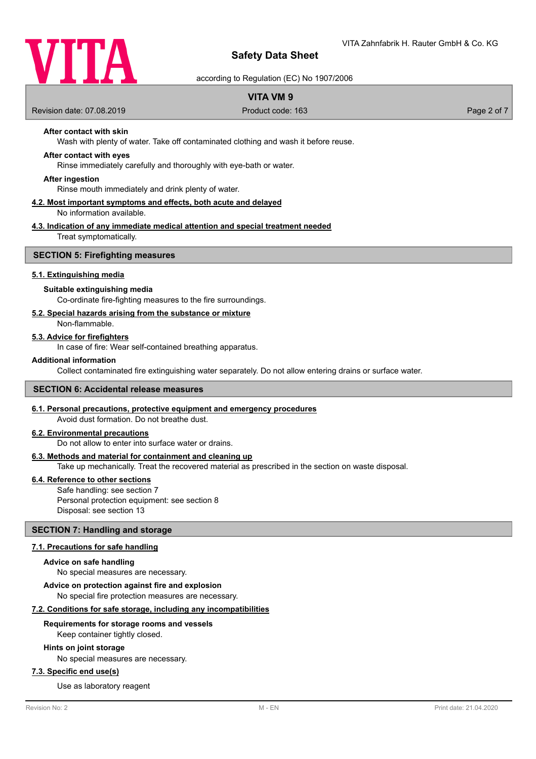**After contact with skin**

Wash with plenty of water. Take off contaminated clothing and wash it before reuse.

**After contact with eyes**

Rinse immediately carefully and thoroughly with eye-bath or water.

**After ingestion**

Rinse mouth immediately and drink plenty of water.

**4.2. Most important symptoms and effects, both acute and delayed**

No information available.

**4.3. Indication of any immediate medical attention and special treatment needed**

Treat symptomatically.

## SECTION 5: Firefighting measures

**5.1. Extinguishing media**

**Suitable extinguishing media**

Co-ordinate fire-fighting measures to the fire surroundings.

**5.2. Special hazards arising from the substance or mixture**

Non-flammable.

**5.3. Advice for firefighters**

In case of fire: Wear self-contained breathing apparatus.

**Additional information**

Collect contaminated fire extinguishing water separately. Do not allow entering drains or surface water.

## SECTION 6: Accidental release measures

**6.1. Personal precautions, protective equipment and emergency procedures**

Avoid dust formation. Do not breathe dust.

**6.2. Environmental precautions**

Do not allow to enter into surface water or drains.

**6.3. Methods and material for containment and cleaning up**

Take up mechanically. Treat the recovered material as prescribed in the section on waste disposal.

**6.4. Reference to other sections**

Safe handling: see section 7
Personal protection equipment: see section 8
Disposal: see section 13

## SECTION 7: Handling and storage

**7.1. Precautions for safe handling**

**Advice on safe handling**

No special measures are necessary.

**Advice on protection against fire and explosion**

No special fire protection measures are necessary.

**7.2. Conditions for safe storage, including any incompatibilities**

**Requirements for storage rooms and vessels**

Keep container tightly closed.

**Hints on joint storage**

No special measures are necessary.

**7.3. Specific end use(s)**

Use as laboratory reagent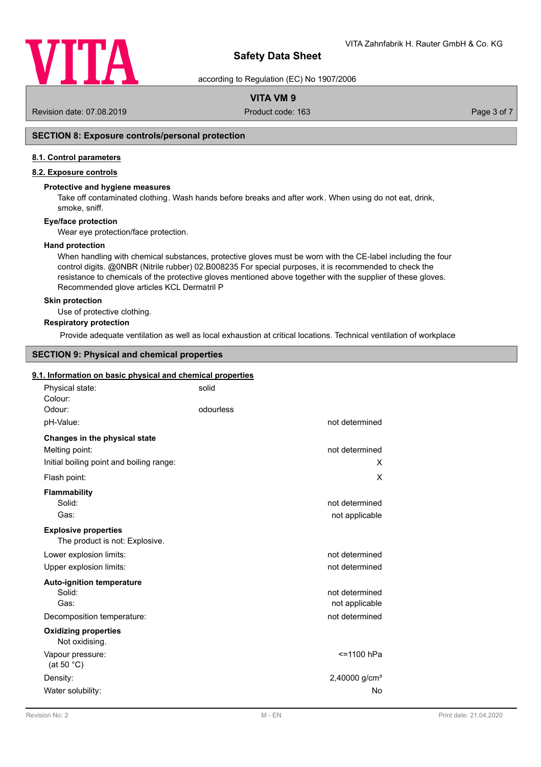## SECTION 8: Exposure controls/personal protection

### 8.1. Control parameters

### 8.2. Exposure controls

**Protective and hygiene measures**

Take off contaminated clothing. Wash hands before breaks and after work. When using do not eat, drink, smoke, sniff.

**Eye/face protection**

Wear eye protection/face protection.

**Hand protection**

When handling with chemical substances, protective gloves must be worn with the CE-label including the four control digits. @0NBR (Nitrile rubber) 02.B008235 For special purposes, it is recommended to check the resistance to chemicals of the protective gloves mentioned above together with the supplier of these gloves. Recommended glove articles KCL Dermatril P

**Skin protection**

Use of protective clothing.

**Respiratory protection**

Provide adequate ventilation as well as local exhaustion at critical locations. Technical ventilation of workplace

## SECTION 9: Physical and chemical properties

### 9.1. Information on basic physical and chemical properties

| | | |
|---|---|---|
| Physical state: | solid | |
| Colour: | | |
| Odour: | odourless | |
| pH-Value: | | not determined |
| **Changes in the physical state** | | |
| Melting point: | | not determined |
| Initial boiling point and boiling range: | | X |
| Flash point: | | X |
| **Flammability** | | |
| Solid: | | not determined |
| Gas: | | not applicable |
| **Explosive properties** | | |
| The product is not: Explosive. | | |
| Lower explosion limits: | | not determined |
| Upper explosion limits: | | not determined |
| **Auto-ignition temperature** | | |
| Solid: | | not determined |
| Gas: | | not applicable |
| Decomposition temperature: | | not determined |
| **Oxidizing properties** | | |
| Not oxidising. | | |
| Vapour pressure: (at 50 °C) | | <=1100 hPa |
| Density: | | 2,40000 g/cm³ |
| Water solubility: | | No |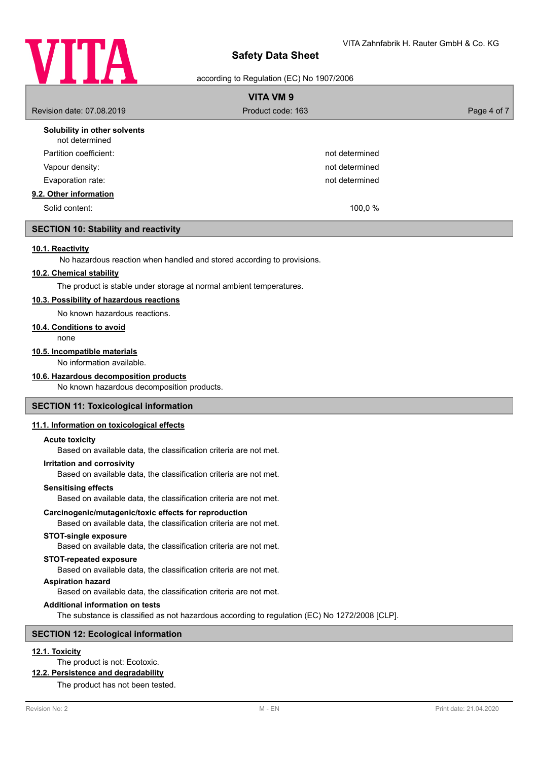**Solubility in other solvents**

not determined

| | |
|---|---|
| Partition coefficient: | not determined |
| Vapour density: | not determined |
| Evaporation rate: | not determined |

**9.2. Other information**

| | |
|---|---|
| Solid content: | 100,0 % |

## SECTION 10: Stability and reactivity

**10.1. Reactivity**

No hazardous reaction when handled and stored according to provisions.

**10.2. Chemical stability**

The product is stable under storage at normal ambient temperatures.

**10.3. Possibility of hazardous reactions**

No known hazardous reactions.

**10.4. Conditions to avoid**

none

**10.5. Incompatible materials**

No information available.

**10.6. Hazardous decomposition products**

No known hazardous decomposition products.

## SECTION 11: Toxicological information

**11.1. Information on toxicological effects**

**Acute toxicity**

Based on available data, the classification criteria are not met.

**Irritation and corrosivity**

Based on available data, the classification criteria are not met.

**Sensitising effects**

Based on available data, the classification criteria are not met.

**Carcinogenic/mutagenic/toxic effects for reproduction**

Based on available data, the classification criteria are not met.

**STOT-single exposure**

Based on available data, the classification criteria are not met.

**STOT-repeated exposure**

Based on available data, the classification criteria are not met.

**Aspiration hazard**

Based on available data, the classification criteria are not met.

**Additional information on tests**

The substance is classified as not hazardous according to regulation (EC) No 1272/2008 [CLP].

## SECTION 12: Ecological information

**12.1. Toxicity**

The product is not: Ecotoxic.

**12.2. Persistence and degradability**

The product has not been tested.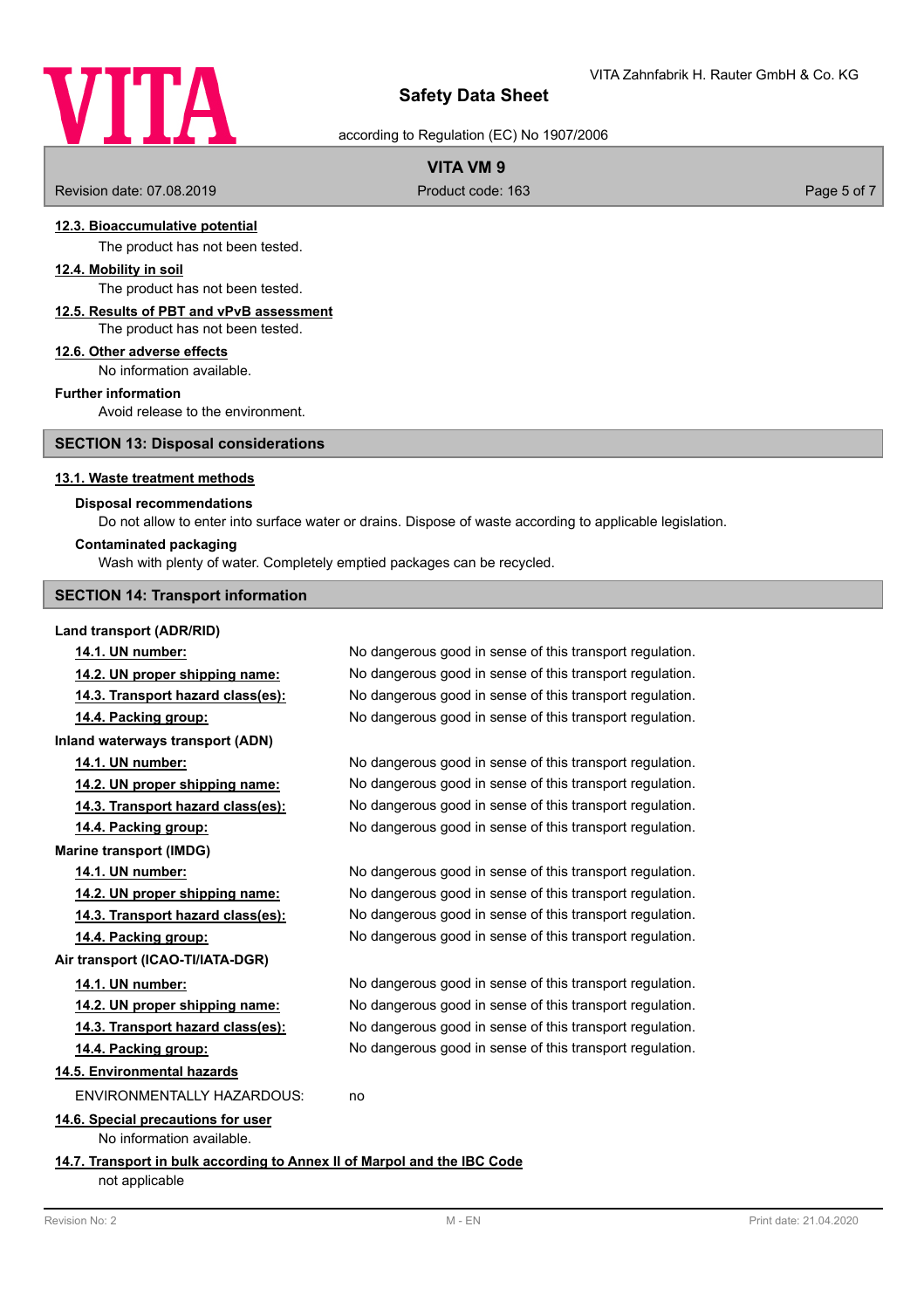#### 12.3. Bioaccumulative potential

The product has not been tested.

#### 12.4. Mobility in soil

The product has not been tested.

#### 12.5. Results of PBT and vPvB assessment

The product has not been tested.

#### 12.6. Other adverse effects

No information available.

**Further information**

Avoid release to the environment.

## SECTION 13: Disposal considerations

#### 13.1. Waste treatment methods

**Disposal recommendations**

Do not allow to enter into surface water or drains. Dispose of waste according to applicable legislation.

**Contaminated packaging**

Wash with plenty of water. Completely emptied packages can be recycled.

## SECTION 14: Transport information

**Land transport (ADR/RID)**

| | |
|---|---|
| 14.1. UN number: | No dangerous good in sense of this transport regulation. |
| 14.2. UN proper shipping name: | No dangerous good in sense of this transport regulation. |
| 14.3. Transport hazard class(es): | No dangerous good in sense of this transport regulation. |
| 14.4. Packing group: | No dangerous good in sense of this transport regulation. |

**Inland waterways transport (ADN)**

| | |
|---|---|
| 14.1. UN number: | No dangerous good in sense of this transport regulation. |
| 14.2. UN proper shipping name: | No dangerous good in sense of this transport regulation. |
| 14.3. Transport hazard class(es): | No dangerous good in sense of this transport regulation. |
| 14.4. Packing group: | No dangerous good in sense of this transport regulation. |

**Marine transport (IMDG)**

| | |
|---|---|
| 14.1. UN number: | No dangerous good in sense of this transport regulation. |
| 14.2. UN proper shipping name: | No dangerous good in sense of this transport regulation. |
| 14.3. Transport hazard class(es): | No dangerous good in sense of this transport regulation. |
| 14.4. Packing group: | No dangerous good in sense of this transport regulation. |

**Air transport (ICAO-TI/IATA-DGR)**

| | |
|---|---|
| 14.1. UN number: | No dangerous good in sense of this transport regulation. |
| 14.2. UN proper shipping name: | No dangerous good in sense of this transport regulation. |
| 14.3. Transport hazard class(es): | No dangerous good in sense of this transport regulation. |
| 14.4. Packing group: | No dangerous good in sense of this transport regulation. |

#### 14.5. Environmental hazards

ENVIRONMENTALLY HAZARDOUS: no

#### 14.6. Special precautions for user

No information available.

#### 14.7. Transport in bulk according to Annex II of Marpol and the IBC Code

not applicable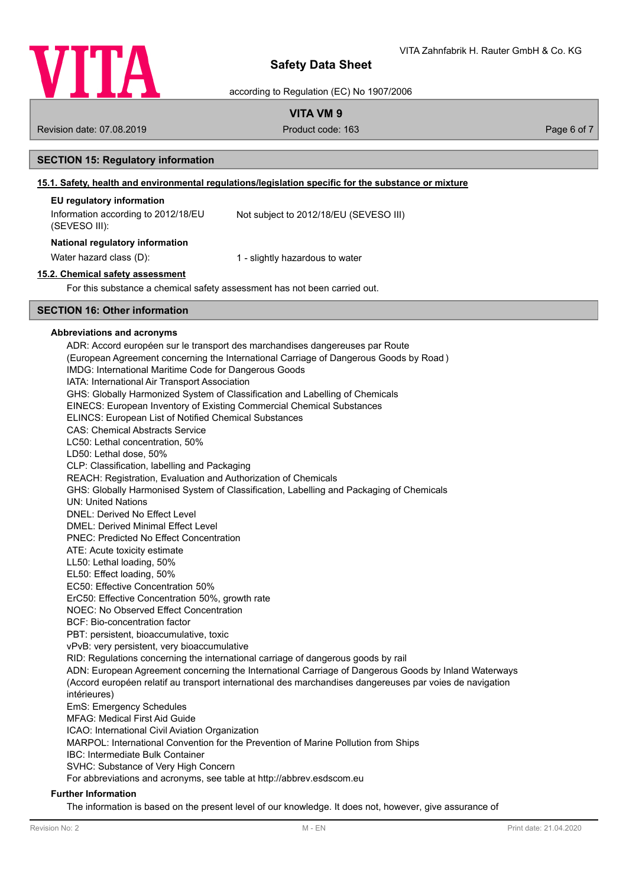## SECTION 15: Regulatory information

### 15.1. Safety, health and environmental regulations/legislation specific for the substance or mixture

**EU regulatory information**

| | |
|---|---|
| Information according to 2012/18/EU (SEVESO III): | Not subject to 2012/18/EU (SEVESO III) |

**National regulatory information**

| | |
|---|---|
| Water hazard class (D): | 1 - slightly hazardous to water |

### 15.2. Chemical safety assessment

For this substance a chemical safety assessment has not been carried out.

## SECTION 16: Other information

**Abbreviations and acronyms**

ADR: Accord européen sur le transport des marchandises dangereuses par Route
(European Agreement concerning the International Carriage of Dangerous Goods by Road )
IMDG: International Maritime Code for Dangerous Goods
IATA: International Air Transport Association
GHS: Globally Harmonized System of Classification and Labelling of Chemicals
EINECS: European Inventory of Existing Commercial Chemical Substances
ELINCS: European List of Notified Chemical Substances
CAS: Chemical Abstracts Service
LC50: Lethal concentration, 50%
LD50: Lethal dose, 50%
CLP: Classification, labelling and Packaging
REACH: Registration, Evaluation and Authorization of Chemicals
GHS: Globally Harmonised System of Classification, Labelling and Packaging of Chemicals
UN: United Nations
DNEL: Derived No Effect Level
DMEL: Derived Minimal Effect Level
PNEC: Predicted No Effect Concentration
ATE: Acute toxicity estimate
LL50: Lethal loading, 50%
EL50: Effect loading, 50%
EC50: Effective Concentration 50%
ErC50: Effective Concentration 50%, growth rate
NOEC: No Observed Effect Concentration
BCF: Bio-concentration factor
PBT: persistent, bioaccumulative, toxic
vPvB: very persistent, very bioaccumulative
RID: Regulations concerning the international carriage of dangerous goods by rail
ADN: European Agreement concerning the International Carriage of Dangerous Goods by Inland Waterways
(Accord européen relatif au transport international des marchandises dangereuses par voies de navigation intérieures)
EmS: Emergency Schedules
MFAG: Medical First Aid Guide
ICAO: International Civil Aviation Organization
MARPOL: International Convention for the Prevention of Marine Pollution from Ships
IBC: Intermediate Bulk Container
SVHC: Substance of Very High Concern
For abbreviations and acronyms, see table at http://abbrev.esdscom.eu

**Further Information**

The information is based on the present level of our knowledge. It does not, however, give assurance of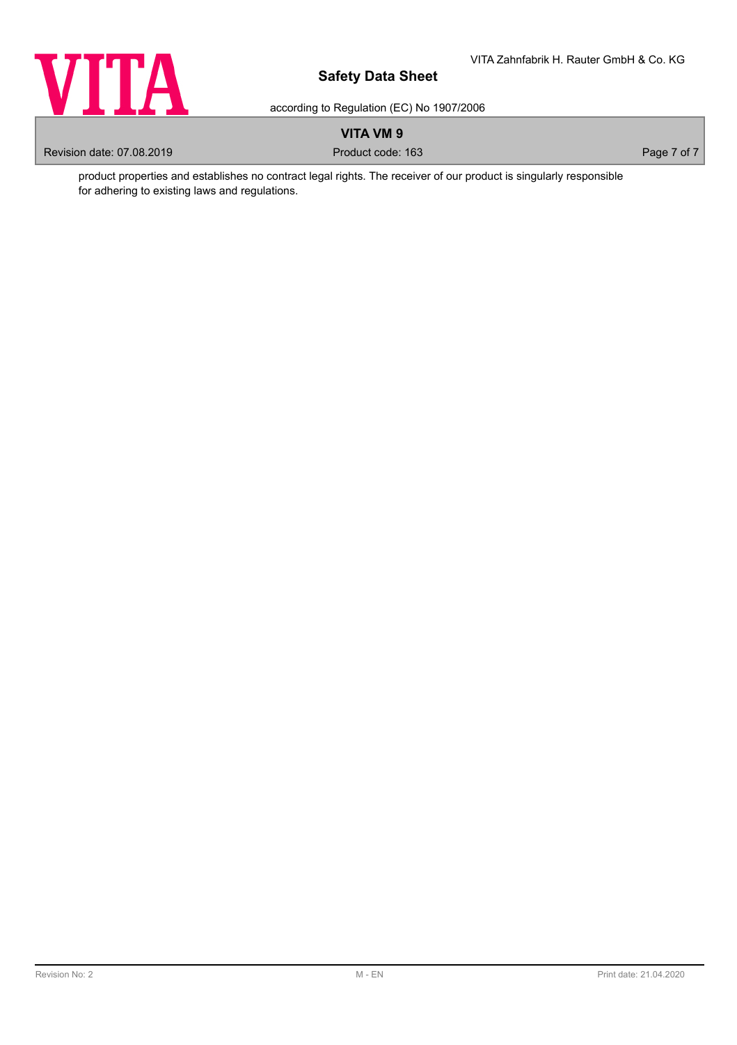product properties and establishes no contract legal rights. The receiver of our product is singularly responsible for adhering to existing laws and regulations.